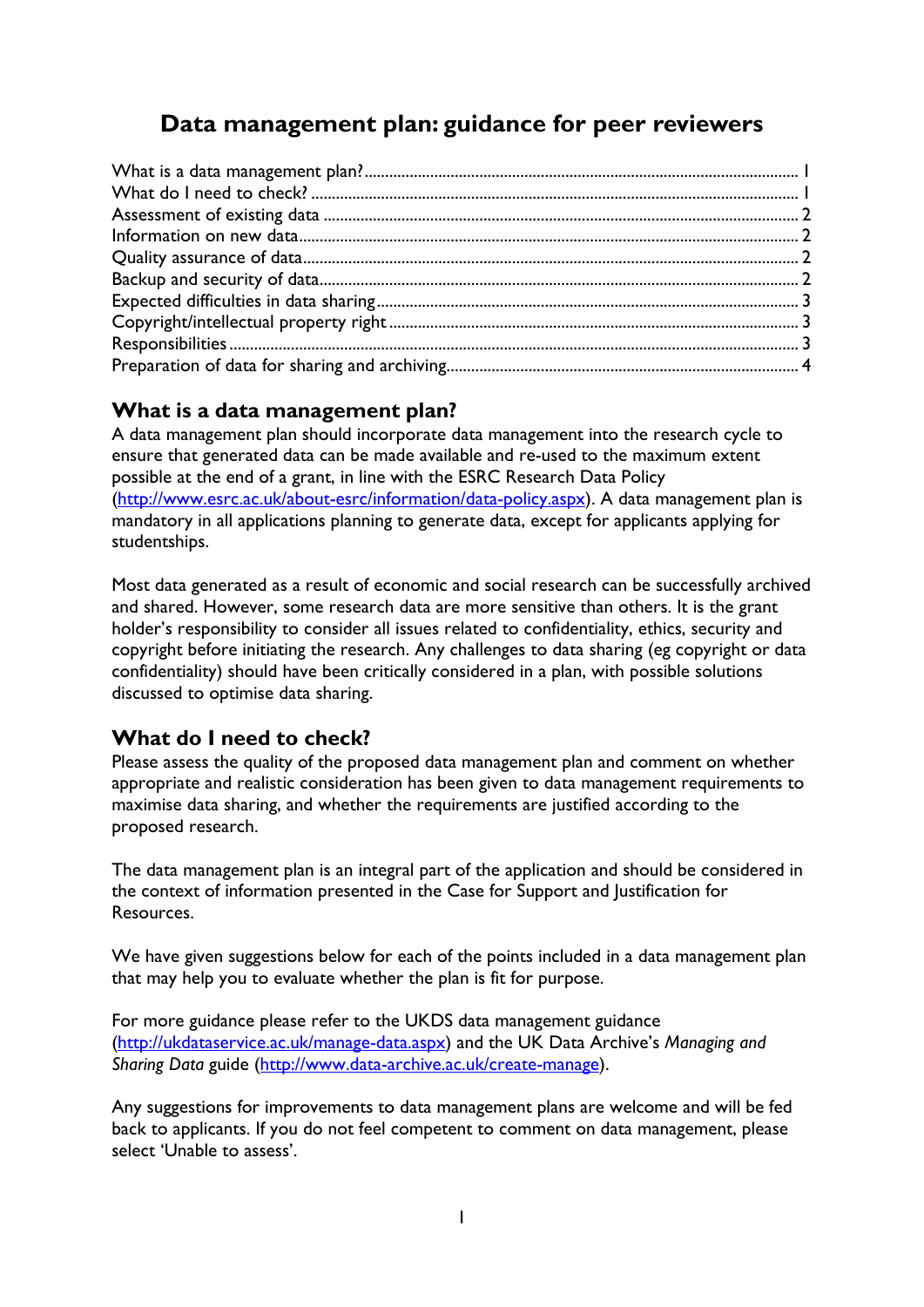# Data management plan: guidance for peer reviewers

What is a data management plan? ........ 1
What do I need to check? ........ 1
Assessment of existing data ........ 2
Information on new data ........ 2
Quality assurance of data ........ 2
Backup and security of data ........ 2
Expected difficulties in data sharing ........ 3
Copyright/intellectual property right ........ 3
Responsibilities ........ 3
Preparation of data for sharing and archiving ........ 4

## What is a data management plan?

A data management plan should incorporate data management into the research cycle to ensure that generated data can be made available and re-used to the maximum extent possible at the end of a grant, in line with the ESRC Research Data Policy (http://www.esrc.ac.uk/about-esrc/information/data-policy.aspx). A data management plan is mandatory in all applications planning to generate data, except for applicants applying for studentships.

Most data generated as a result of economic and social research can be successfully archived and shared. However, some research data are more sensitive than others. It is the grant holder's responsibility to consider all issues related to confidentiality, ethics, security and copyright before initiating the research. Any challenges to data sharing (eg copyright or data confidentiality) should have been critically considered in a plan, with possible solutions discussed to optimise data sharing.

## What do I need to check?

Please assess the quality of the proposed data management plan and comment on whether appropriate and realistic consideration has been given to data management requirements to maximise data sharing, and whether the requirements are justified according to the proposed research.

The data management plan is an integral part of the application and should be considered in the context of information presented in the Case for Support and Justification for Resources.

We have given suggestions below for each of the points included in a data management plan that may help you to evaluate whether the plan is fit for purpose.

For more guidance please refer to the UKDS data management guidance (http://ukdataservice.ac.uk/manage-data.aspx) and the UK Data Archive's *Managing and Sharing Data* guide (http://www.data-archive.ac.uk/create-manage).

Any suggestions for improvements to data management plans are welcome and will be fed back to applicants. If you do not feel competent to comment on data management, please select 'Unable to assess'.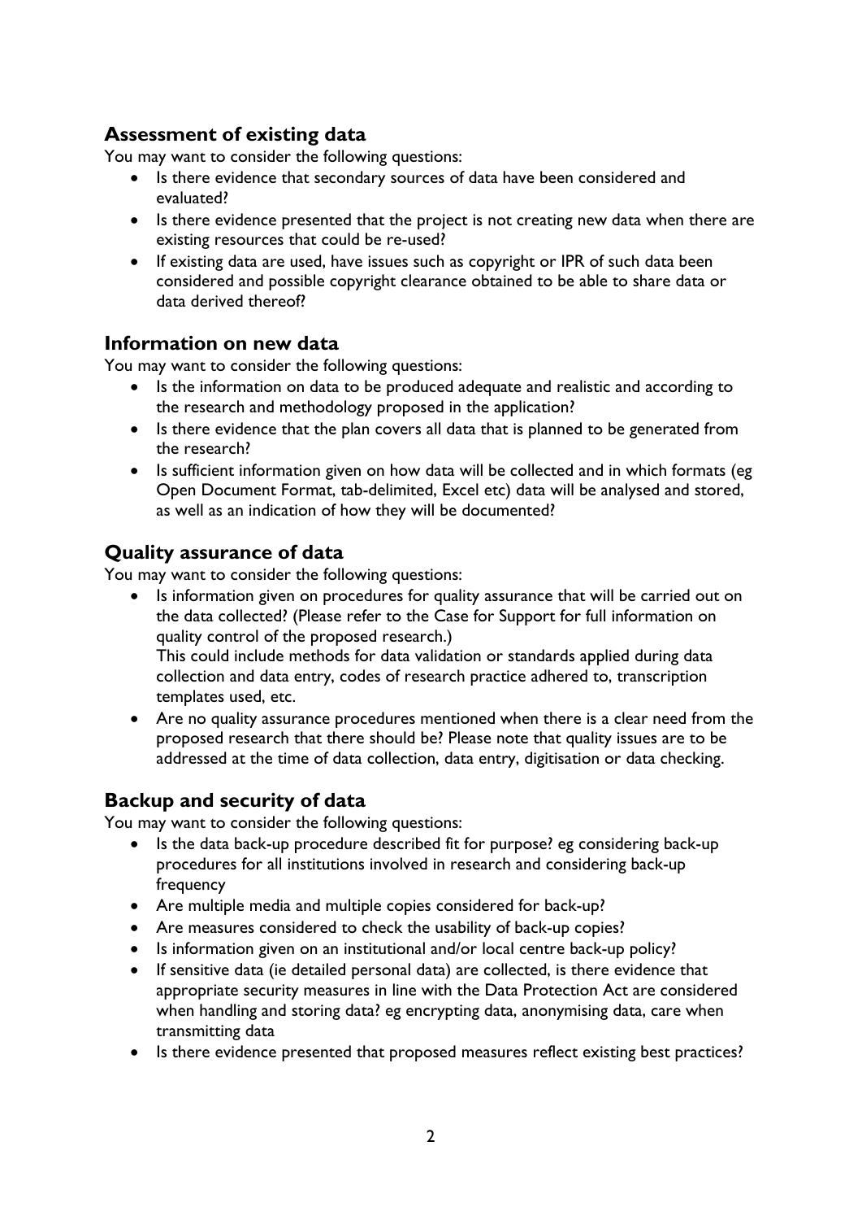## Assessment of existing data

You may want to consider the following questions:

- Is there evidence that secondary sources of data have been considered and evaluated?
- Is there evidence presented that the project is not creating new data when there are existing resources that could be re-used?
- If existing data are used, have issues such as copyright or IPR of such data been considered and possible copyright clearance obtained to be able to share data or data derived thereof?

## Information on new data

You may want to consider the following questions:

- Is the information on data to be produced adequate and realistic and according to the research and methodology proposed in the application?
- Is there evidence that the plan covers all data that is planned to be generated from the research?
- Is sufficient information given on how data will be collected and in which formats (eg Open Document Format, tab-delimited, Excel etc) data will be analysed and stored, as well as an indication of how they will be documented?

## Quality assurance of data

You may want to consider the following questions:

- Is information given on procedures for quality assurance that will be carried out on the data collected? (Please refer to the Case for Support for full information on quality control of the proposed research.)
  This could include methods for data validation or standards applied during data collection and data entry, codes of research practice adhered to, transcription templates used, etc.
- Are no quality assurance procedures mentioned when there is a clear need from the proposed research that there should be? Please note that quality issues are to be addressed at the time of data collection, data entry, digitisation or data checking.

## Backup and security of data

You may want to consider the following questions:

- Is the data back-up procedure described fit for purpose? eg considering back-up procedures for all institutions involved in research and considering back-up frequency
- Are multiple media and multiple copies considered for back-up?
- Are measures considered to check the usability of back-up copies?
- Is information given on an institutional and/or local centre back-up policy?
- If sensitive data (ie detailed personal data) are collected, is there evidence that appropriate security measures in line with the Data Protection Act are considered when handling and storing data? eg encrypting data, anonymising data, care when transmitting data
- Is there evidence presented that proposed measures reflect existing best practices?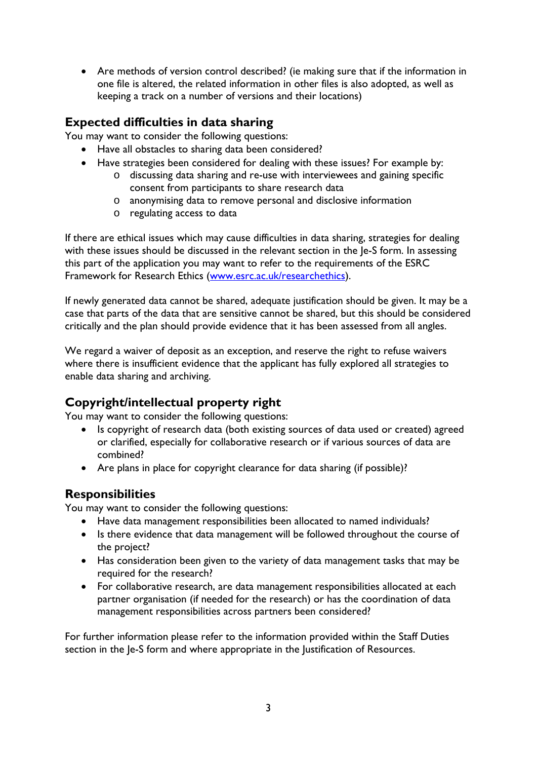- Are methods of version control described? (ie making sure that if the information in one file is altered, the related information in other files is also adopted, as well as keeping a track on a number of versions and their locations)

## Expected difficulties in data sharing

You may want to consider the following questions:

- Have all obstacles to sharing data been considered?
- Have strategies been considered for dealing with these issues? For example by:
  - discussing data sharing and re-use with interviewees and gaining specific consent from participants to share research data
  - anonymising data to remove personal and disclosive information
  - regulating access to data

If there are ethical issues which may cause difficulties in data sharing, strategies for dealing with these issues should be discussed in the relevant section in the Je-S form. In assessing this part of the application you may want to refer to the requirements of the ESRC Framework for Research Ethics ([www.esrc.ac.uk/researchethics](http://www.esrc.ac.uk/researchethics)).

If newly generated data cannot be shared, adequate justification should be given. It may be a case that parts of the data that are sensitive cannot be shared, but this should be considered critically and the plan should provide evidence that it has been assessed from all angles.

We regard a waiver of deposit as an exception, and reserve the right to refuse waivers where there is insufficient evidence that the applicant has fully explored all strategies to enable data sharing and archiving.

## Copyright/intellectual property right

You may want to consider the following questions:

- Is copyright of research data (both existing sources of data used or created) agreed or clarified, especially for collaborative research or if various sources of data are combined?
- Are plans in place for copyright clearance for data sharing (if possible)?

## Responsibilities

You may want to consider the following questions:

- Have data management responsibilities been allocated to named individuals?
- Is there evidence that data management will be followed throughout the course of the project?
- Has consideration been given to the variety of data management tasks that may be required for the research?
- For collaborative research, are data management responsibilities allocated at each partner organisation (if needed for the research) or has the coordination of data management responsibilities across partners been considered?

For further information please refer to the information provided within the Staff Duties section in the Je-S form and where appropriate in the Justification of Resources.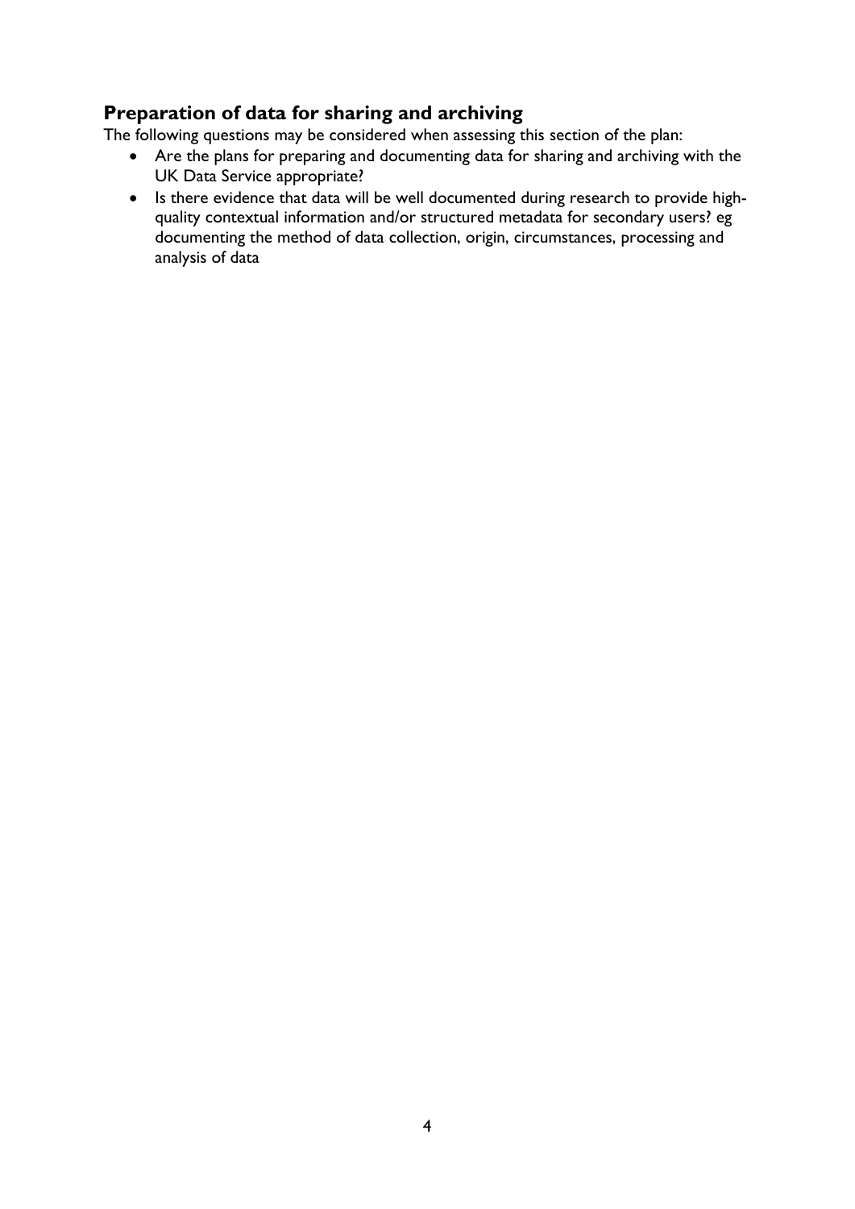## Preparation of data for sharing and archiving

The following questions may be considered when assessing this section of the plan:

- Are the plans for preparing and documenting data for sharing and archiving with the UK Data Service appropriate?
- Is there evidence that data will be well documented during research to provide high-quality contextual information and/or structured metadata for secondary users? eg documenting the method of data collection, origin, circumstances, processing and analysis of data